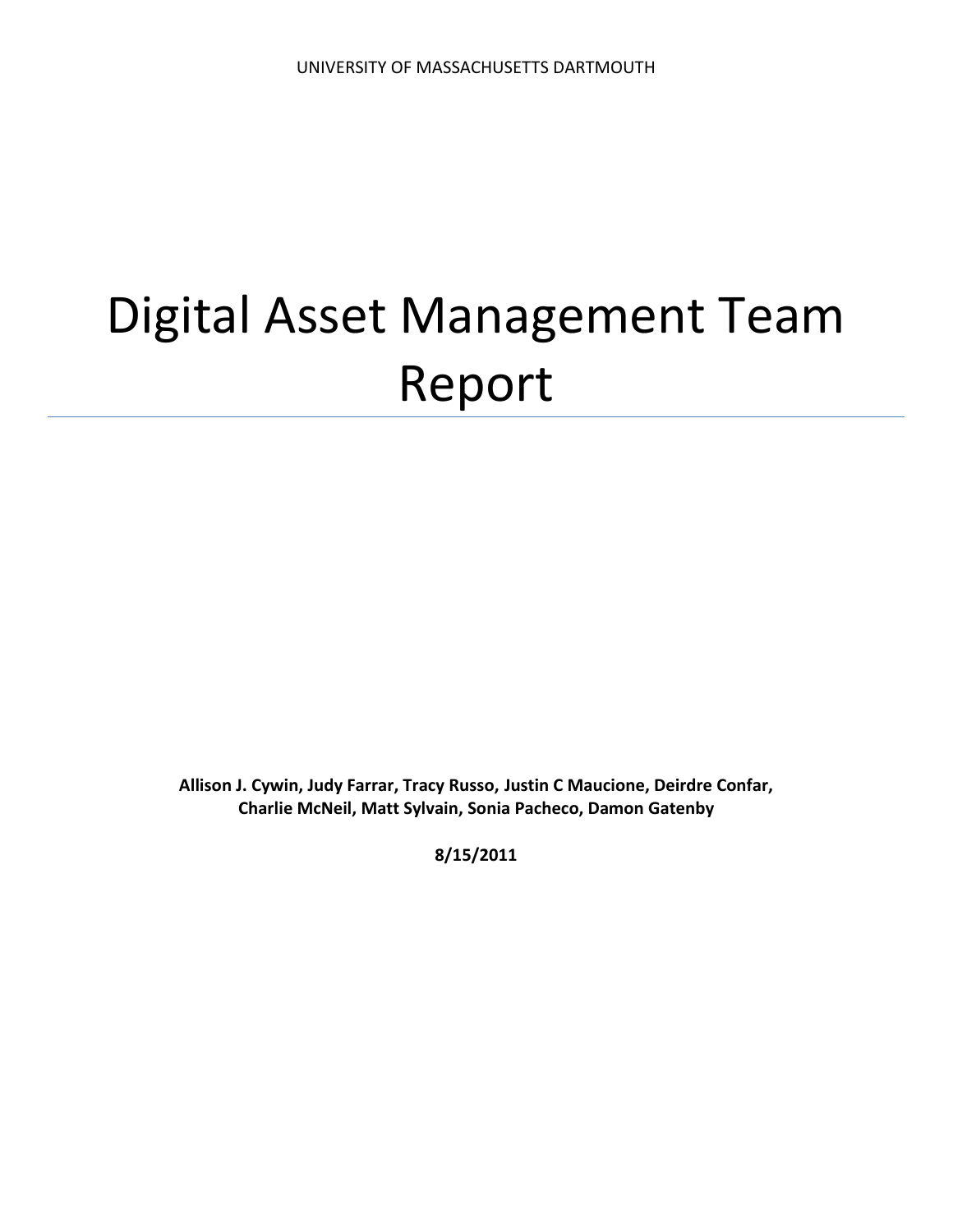UNIVERSITY OF MASSACHUSETTS DARTMOUTH

# Digital Asset Management Team Report

**Allison J. Cywin, Judy Farrar, Tracy Russo, Justin C Maucione, Deirdre Confar, Charlie McNeil, Matt Sylvain, Sonia Pacheco, Damon Gatenby**

**8/15/2011**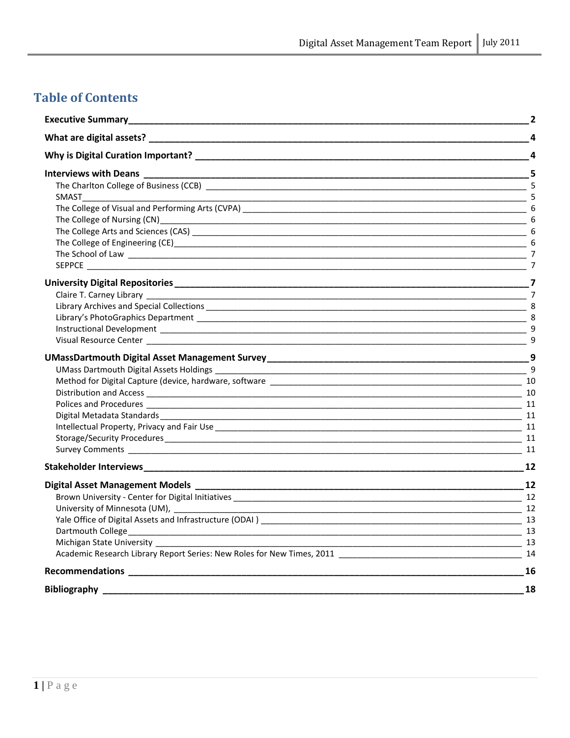# Table of Contents

**Executive Summary** — 2

**What are digital assets?** — 4

**Why is Digital Curation Important?** — 4

**Interviews with Deans** — 5

- The Charlton College of Business (CCB) — 5
- SMAST — 5
- The College of Visual and Performing Arts (CVPA) — 6
- The College of Nursing (CN) — 6
- The College Arts and Sciences (CAS) — 6
- The College of Engineering (CE) — 6
- The School of Law — 7
- SEPPCE — 7

**University Digital Repositories** — 7

- Claire T. Carney Library — 7
- Library Archives and Special Collections — 8
- Library's PhotoGraphics Department — 8
- Instructional Development — 9
- Visual Resource Center — 9

**UMassDartmouth Digital Asset Management Survey** — 9

- UMass Dartmouth Digital Assets Holdings — 9
- Method for Digital Capture (device, hardware, software — 10
- Distribution and Access — 10
- Polices and Procedures — 11
- Digital Metadata Standards — 11
- Intellectual Property, Privacy and Fair Use — 11
- Storage/Security Procedures — 11
- Survey Comments — 11

**Stakeholder Interviews** — 12

**Digital Asset Management Models** — 12

- Brown University - Center for Digital Initiatives — 12
- University of Minnesota (UM), — 12
- Yale Office of Digital Assets and Infrastructure (ODAI ) — 13
- Dartmouth College — 13
- Michigan State University — 13
- Academic Research Library Report Series: New Roles for New Times, 2011 — 14

**Recommendations** — 16

**Bibliography** — 18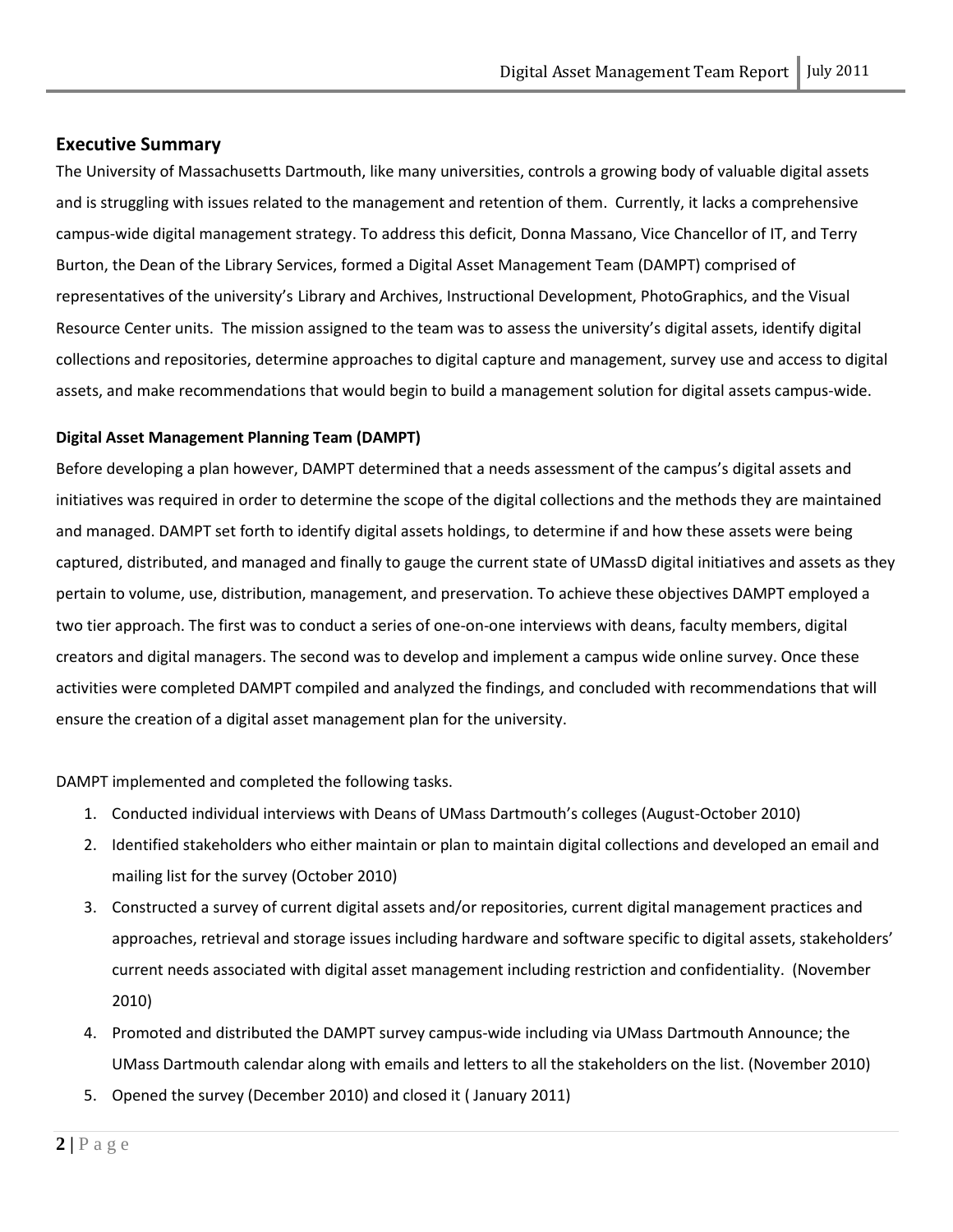## Executive Summary

The University of Massachusetts Dartmouth, like many universities, controls a growing body of valuable digital assets and is struggling with issues related to the management and retention of them. Currently, it lacks a comprehensive campus-wide digital management strategy. To address this deficit, Donna Massano, Vice Chancellor of IT, and Terry Burton, the Dean of the Library Services, formed a Digital Asset Management Team (DAMPT) comprised of representatives of the university's Library and Archives, Instructional Development, PhotoGraphics, and the Visual Resource Center units. The mission assigned to the team was to assess the university's digital assets, identify digital collections and repositories, determine approaches to digital capture and management, survey use and access to digital assets, and make recommendations that would begin to build a management solution for digital assets campus-wide.

**Digital Asset Management Planning Team (DAMPT)**

Before developing a plan however, DAMPT determined that a needs assessment of the campus's digital assets and initiatives was required in order to determine the scope of the digital collections and the methods they are maintained and managed. DAMPT set forth to identify digital assets holdings, to determine if and how these assets were being captured, distributed, and managed and finally to gauge the current state of UMassD digital initiatives and assets as they pertain to volume, use, distribution, management, and preservation. To achieve these objectives DAMPT employed a two tier approach. The first was to conduct a series of one-on-one interviews with deans, faculty members, digital creators and digital managers. The second was to develop and implement a campus wide online survey. Once these activities were completed DAMPT compiled and analyzed the findings, and concluded with recommendations that will ensure the creation of a digital asset management plan for the university.

DAMPT implemented and completed the following tasks.

1. Conducted individual interviews with Deans of UMass Dartmouth's colleges (August-October 2010)
2. Identified stakeholders who either maintain or plan to maintain digital collections and developed an email and mailing list for the survey (October 2010)
3. Constructed a survey of current digital assets and/or repositories, current digital management practices and approaches, retrieval and storage issues including hardware and software specific to digital assets, stakeholders' current needs associated with digital asset management including restriction and confidentiality. (November 2010)
4. Promoted and distributed the DAMPT survey campus-wide including via UMass Dartmouth Announce; the UMass Dartmouth calendar along with emails and letters to all the stakeholders on the list. (November 2010)
5. Opened the survey (December 2010) and closed it ( January 2011)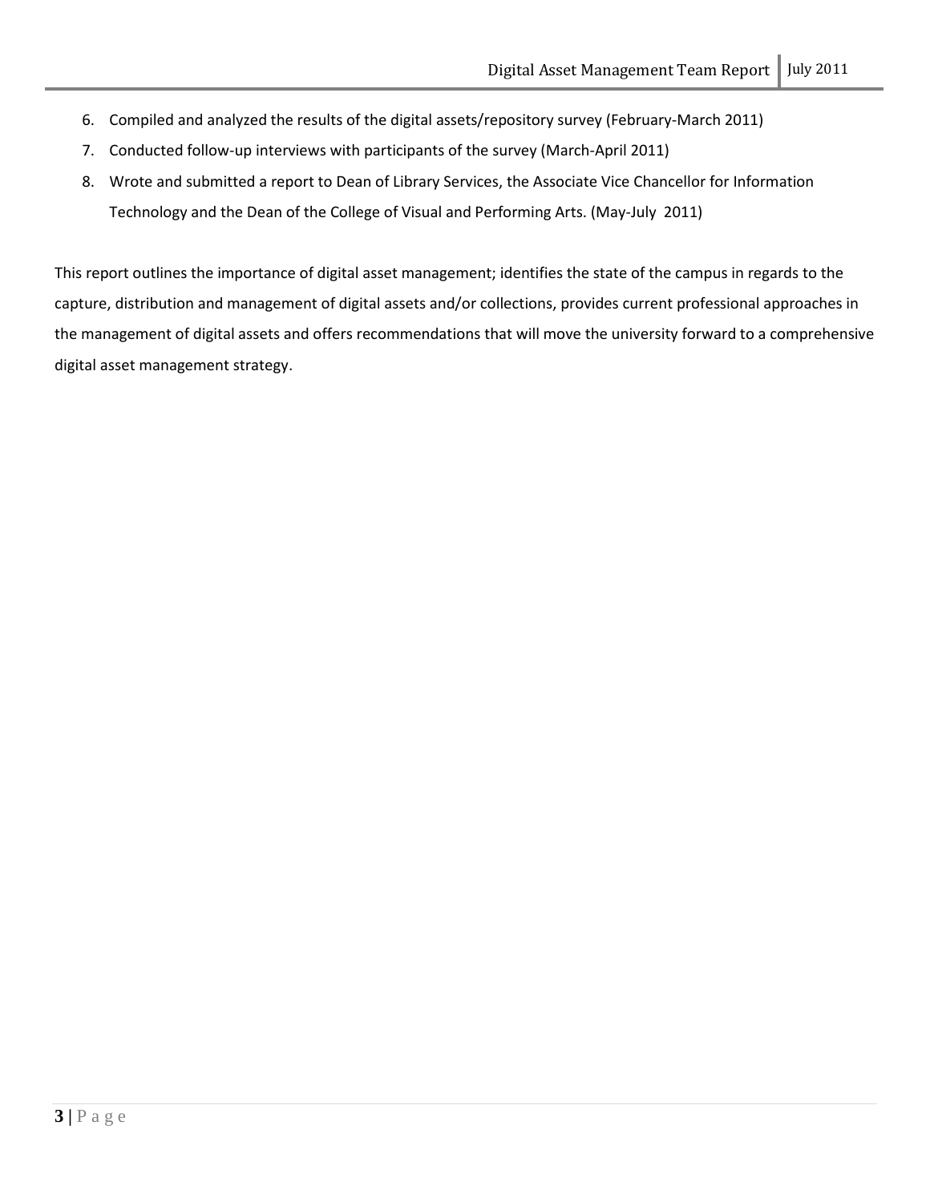6. Compiled and analyzed the results of the digital assets/repository survey (February-March 2011)
7. Conducted follow-up interviews with participants of the survey (March-April 2011)
8. Wrote and submitted a report to Dean of Library Services, the Associate Vice Chancellor for Information Technology and the Dean of the College of Visual and Performing Arts. (May-July 2011)

This report outlines the importance of digital asset management; identifies the state of the campus in regards to the capture, distribution and management of digital assets and/or collections, provides current professional approaches in the management of digital assets and offers recommendations that will move the university forward to a comprehensive digital asset management strategy.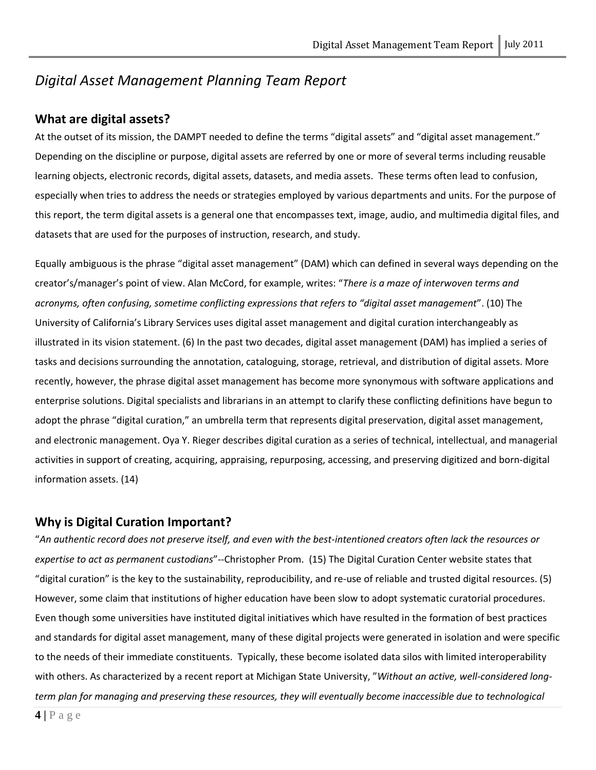# *Digital Asset Management Planning Team Report*

## What are digital assets?

At the outset of its mission, the DAMPT needed to define the terms "digital assets" and "digital asset management." Depending on the discipline or purpose, digital assets are referred by one or more of several terms including reusable learning objects, electronic records, digital assets, datasets, and media assets. These terms often lead to confusion, especially when tries to address the needs or strategies employed by various departments and units. For the purpose of this report, the term digital assets is a general one that encompasses text, image, audio, and multimedia digital files, and datasets that are used for the purposes of instruction, research, and study.

Equally ambiguous is the phrase "digital asset management" (DAM) which can defined in several ways depending on the creator's/manager's point of view. Alan McCord, for example, writes: "*There is a maze of interwoven terms and acronyms, often confusing, sometime conflicting expressions that refers to "digital asset management*". (10) The University of California's Library Services uses digital asset management and digital curation interchangeably as illustrated in its vision statement. (6) In the past two decades, digital asset management (DAM) has implied a series of tasks and decisions surrounding the annotation, cataloguing, storage, retrieval, and distribution of digital assets. More recently, however, the phrase digital asset management has become more synonymous with software applications and enterprise solutions. Digital specialists and librarians in an attempt to clarify these conflicting definitions have begun to adopt the phrase "digital curation," an umbrella term that represents digital preservation, digital asset management, and electronic management. Oya Y. Rieger describes digital curation as a series of technical, intellectual, and managerial activities in support of creating, acquiring, appraising, repurposing, accessing, and preserving digitized and born-digital information assets. (14)

## Why is Digital Curation Important?

"*An authentic record does not preserve itself, and even with the best-intentioned creators often lack the resources or expertise to act as permanent custodians*"--Christopher Prom. (15) The Digital Curation Center website states that "digital curation" is the key to the sustainability, reproducibility, and re-use of reliable and trusted digital resources. (5) However, some claim that institutions of higher education have been slow to adopt systematic curatorial procedures. Even though some universities have instituted digital initiatives which have resulted in the formation of best practices and standards for digital asset management, many of these digital projects were generated in isolation and were specific to the needs of their immediate constituents. Typically, these become isolated data silos with limited interoperability with others. As characterized by a recent report at Michigan State University, "*Without an active, well-considered long-term plan for managing and preserving these resources, they will eventually become inaccessible due to technological*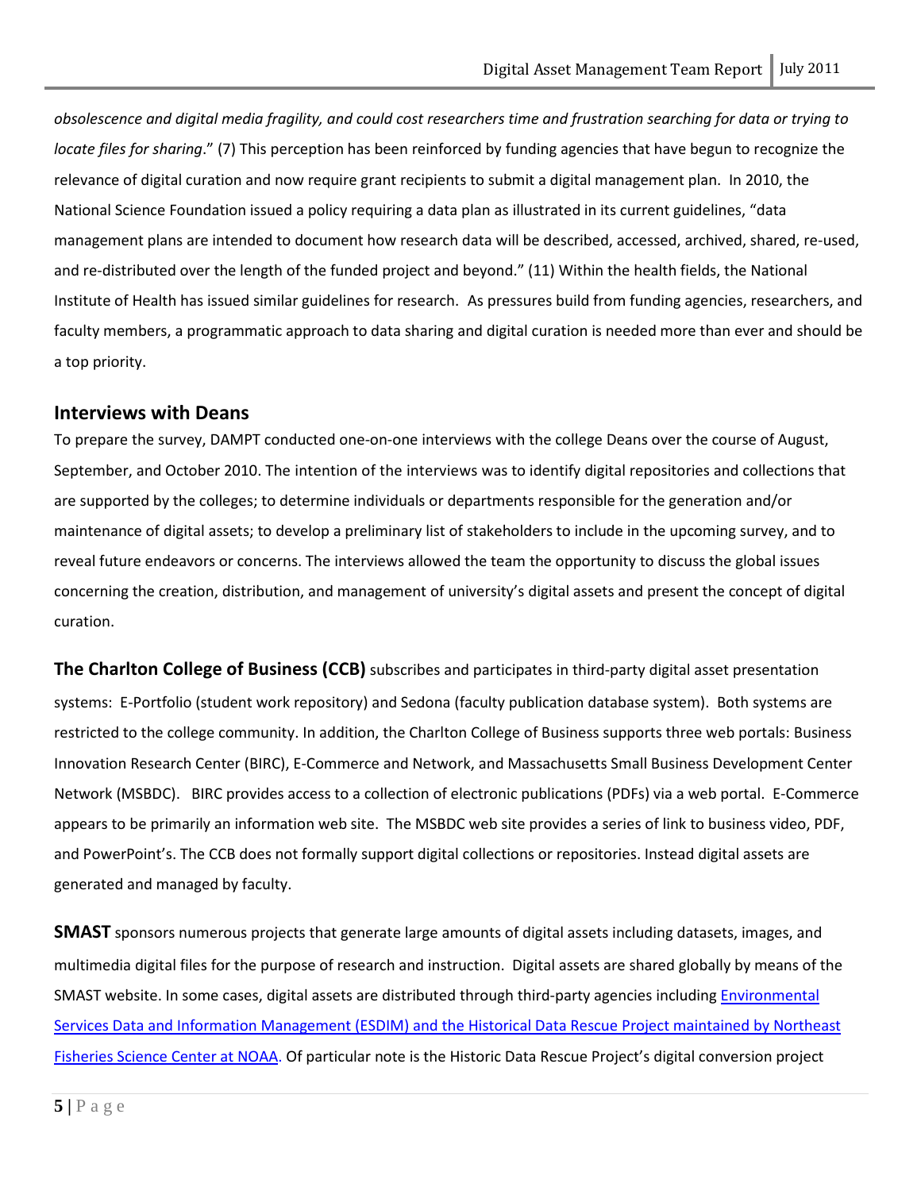*obsolescence and digital media fragility, and could cost researchers time and frustration searching for data or trying to locate files for sharing*." (7) This perception has been reinforced by funding agencies that have begun to recognize the relevance of digital curation and now require grant recipients to submit a digital management plan. In 2010, the National Science Foundation issued a policy requiring a data plan as illustrated in its current guidelines, "data management plans are intended to document how research data will be described, accessed, archived, shared, re-used, and re-distributed over the length of the funded project and beyond." (11) Within the health fields, the National Institute of Health has issued similar guidelines for research. As pressures build from funding agencies, researchers, and faculty members, a programmatic approach to data sharing and digital curation is needed more than ever and should be a top priority.

## Interviews with Deans

To prepare the survey, DAMPT conducted one-on-one interviews with the college Deans over the course of August, September, and October 2010. The intention of the interviews was to identify digital repositories and collections that are supported by the colleges; to determine individuals or departments responsible for the generation and/or maintenance of digital assets; to develop a preliminary list of stakeholders to include in the upcoming survey, and to reveal future endeavors or concerns. The interviews allowed the team the opportunity to discuss the global issues concerning the creation, distribution, and management of university's digital assets and present the concept of digital curation.

**The Charlton College of Business (CCB)** subscribes and participates in third-party digital asset presentation systems: E-Portfolio (student work repository) and Sedona (faculty publication database system). Both systems are restricted to the college community. In addition, the Charlton College of Business supports three web portals: Business Innovation Research Center (BIRC), E-Commerce and Network, and Massachusetts Small Business Development Center Network (MSBDC). BIRC provides access to a collection of electronic publications (PDFs) via a web portal. E-Commerce appears to be primarily an information web site. The MSBDC web site provides a series of link to business video, PDF, and PowerPoint's. The CCB does not formally support digital collections or repositories. Instead digital assets are generated and managed by faculty.

**SMAST** sponsors numerous projects that generate large amounts of digital assets including datasets, images, and multimedia digital files for the purpose of research and instruction. Digital assets are shared globally by means of the SMAST website. In some cases, digital assets are distributed through third-party agencies including Environmental Services Data and Information Management (ESDIM) and the Historical Data Rescue Project maintained by Northeast Fisheries Science Center at NOAA. Of particular note is the Historic Data Rescue Project's digital conversion project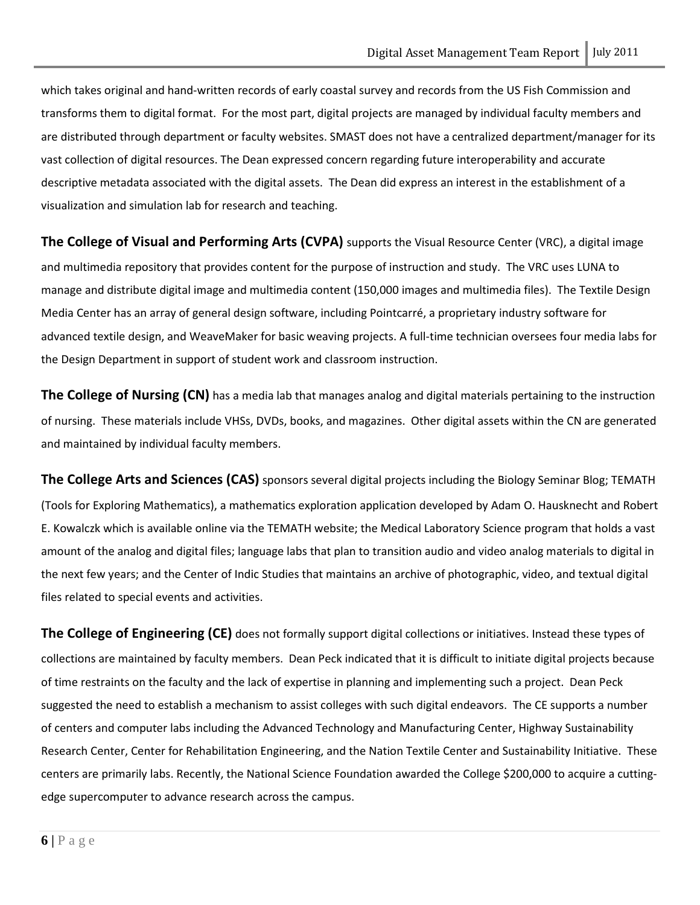which takes original and hand-written records of early coastal survey and records from the US Fish Commission and transforms them to digital format. For the most part, digital projects are managed by individual faculty members and are distributed through department or faculty websites. SMAST does not have a centralized department/manager for its vast collection of digital resources. The Dean expressed concern regarding future interoperability and accurate descriptive metadata associated with the digital assets. The Dean did express an interest in the establishment of a visualization and simulation lab for research and teaching.

**The College of Visual and Performing Arts (CVPA)** supports the Visual Resource Center (VRC), a digital image and multimedia repository that provides content for the purpose of instruction and study. The VRC uses LUNA to manage and distribute digital image and multimedia content (150,000 images and multimedia files). The Textile Design Media Center has an array of general design software, including Pointcarré, a proprietary industry software for advanced textile design, and WeaveMaker for basic weaving projects. A full-time technician oversees four media labs for the Design Department in support of student work and classroom instruction.

**The College of Nursing (CN)** has a media lab that manages analog and digital materials pertaining to the instruction of nursing. These materials include VHSs, DVDs, books, and magazines. Other digital assets within the CN are generated and maintained by individual faculty members.

**The College Arts and Sciences (CAS)** sponsors several digital projects including the Biology Seminar Blog; TEMATH (Tools for Exploring Mathematics), a mathematics exploration application developed by Adam O. Hausknecht and Robert E. Kowalczk which is available online via the TEMATH website; the Medical Laboratory Science program that holds a vast amount of the analog and digital files; language labs that plan to transition audio and video analog materials to digital in the next few years; and the Center of Indic Studies that maintains an archive of photographic, video, and textual digital files related to special events and activities.

**The College of Engineering (CE)** does not formally support digital collections or initiatives. Instead these types of collections are maintained by faculty members. Dean Peck indicated that it is difficult to initiate digital projects because of time restraints on the faculty and the lack of expertise in planning and implementing such a project. Dean Peck suggested the need to establish a mechanism to assist colleges with such digital endeavors. The CE supports a number of centers and computer labs including the Advanced Technology and Manufacturing Center, Highway Sustainability Research Center, Center for Rehabilitation Engineering, and the Nation Textile Center and Sustainability Initiative. These centers are primarily labs. Recently, the National Science Foundation awarded the College $200,000 to acquire a cutting-edge supercomputer to advance research across the campus.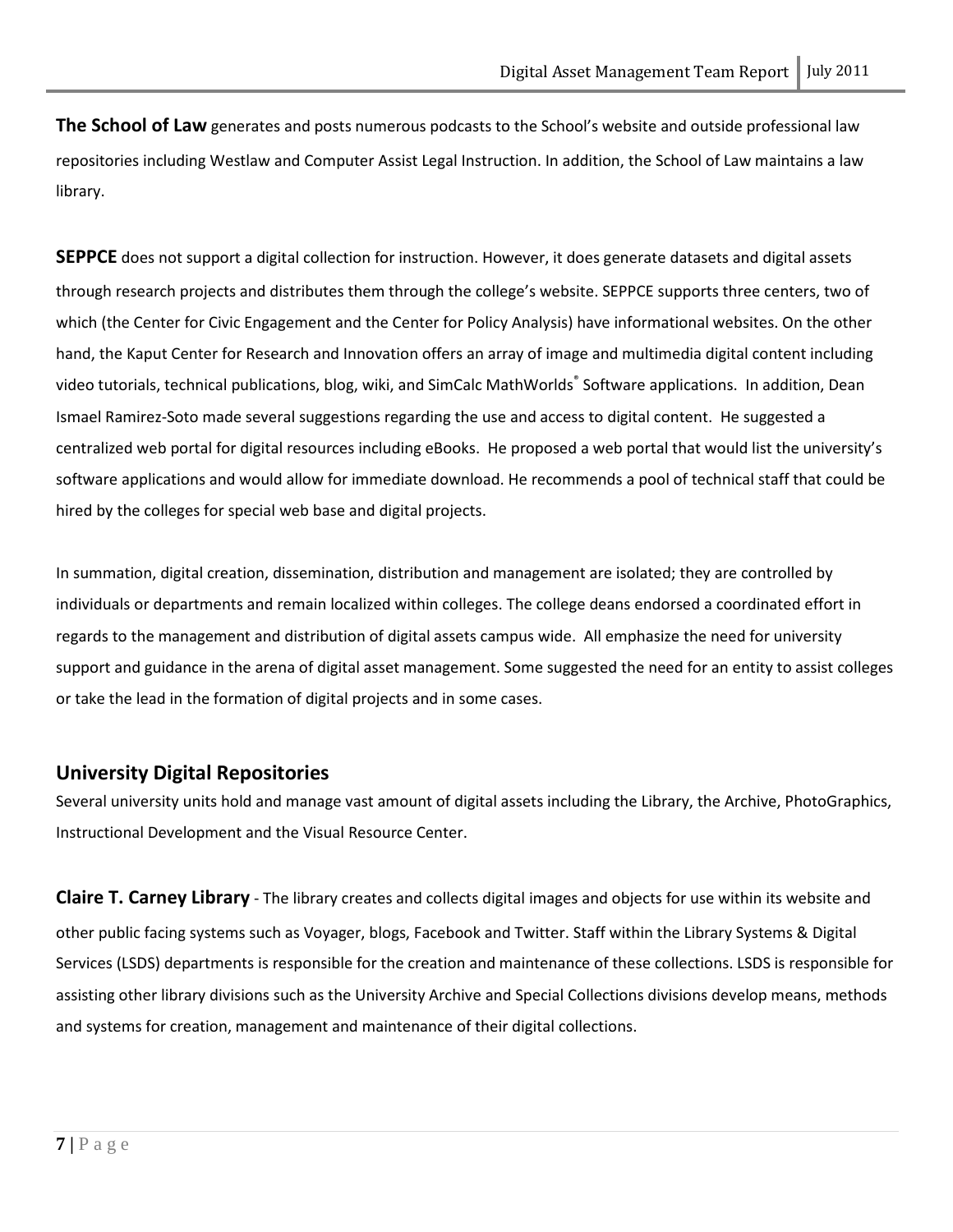**The School of Law** generates and posts numerous podcasts to the School's website and outside professional law repositories including Westlaw and Computer Assist Legal Instruction. In addition, the School of Law maintains a law library.

**SEPPCE** does not support a digital collection for instruction. However, it does generate datasets and digital assets through research projects and distributes them through the college's website. SEPPCE supports three centers, two of which (the Center for Civic Engagement and the Center for Policy Analysis) have informational websites. On the other hand, the Kaput Center for Research and Innovation offers an array of image and multimedia digital content including video tutorials, technical publications, blog, wiki, and SimCalc MathWorlds® Software applications. In addition, Dean Ismael Ramirez-Soto made several suggestions regarding the use and access to digital content. He suggested a centralized web portal for digital resources including eBooks. He proposed a web portal that would list the university's software applications and would allow for immediate download. He recommends a pool of technical staff that could be hired by the colleges for special web base and digital projects.

In summation, digital creation, dissemination, distribution and management are isolated; they are controlled by individuals or departments and remain localized within colleges. The college deans endorsed a coordinated effort in regards to the management and distribution of digital assets campus wide. All emphasize the need for university support and guidance in the arena of digital asset management. Some suggested the need for an entity to assist colleges or take the lead in the formation of digital projects and in some cases.

## University Digital Repositories

Several university units hold and manage vast amount of digital assets including the Library, the Archive, PhotoGraphics, Instructional Development and the Visual Resource Center.

**Claire T. Carney Library** - The library creates and collects digital images and objects for use within its website and other public facing systems such as Voyager, blogs, Facebook and Twitter. Staff within the Library Systems & Digital Services (LSDS) departments is responsible for the creation and maintenance of these collections. LSDS is responsible for assisting other library divisions such as the University Archive and Special Collections divisions develop means, methods and systems for creation, management and maintenance of their digital collections.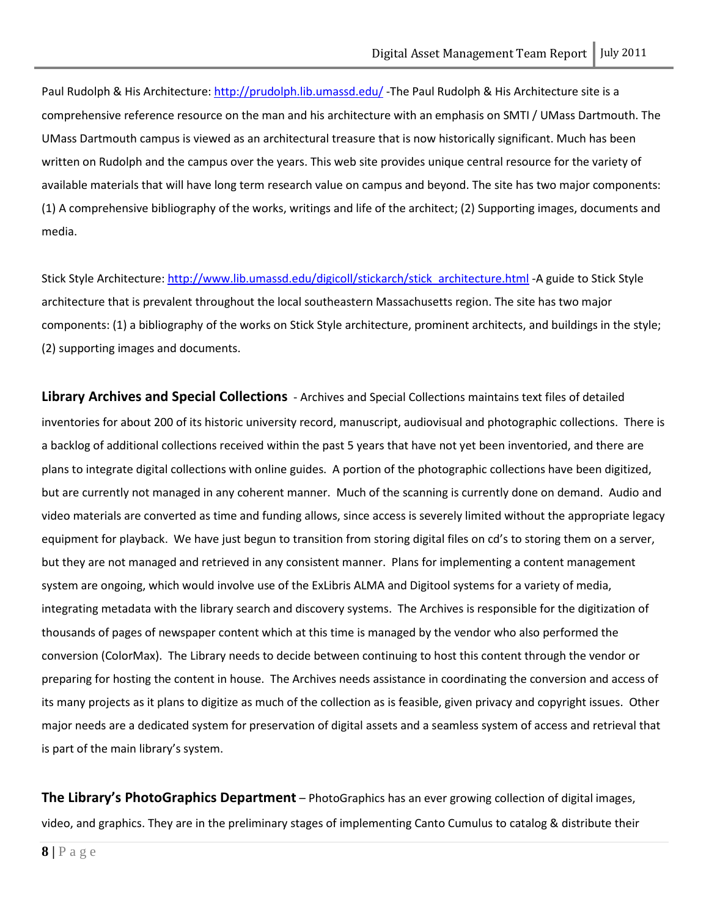Paul Rudolph & His Architecture: [http://prudolph.lib.umassd.edu/](http://prudolph.lib.umassd.edu/) -The Paul Rudolph & His Architecture site is a comprehensive reference resource on the man and his architecture with an emphasis on SMTI / UMass Dartmouth. The UMass Dartmouth campus is viewed as an architectural treasure that is now historically significant. Much has been written on Rudolph and the campus over the years. This web site provides unique central resource for the variety of available materials that will have long term research value on campus and beyond. The site has two major components: (1) A comprehensive bibliography of the works, writings and life of the architect; (2) Supporting images, documents and media.

Stick Style Architecture: [http://www.lib.umassd.edu/digicoll/stickarch/stick_architecture.html](http://www.lib.umassd.edu/digicoll/stickarch/stick_architecture.html) -A guide to Stick Style architecture that is prevalent throughout the local southeastern Massachusetts region. The site has two major components: (1) a bibliography of the works on Stick Style architecture, prominent architects, and buildings in the style; (2) supporting images and documents.

**Library Archives and Special Collections** - Archives and Special Collections maintains text files of detailed inventories for about 200 of its historic university record, manuscript, audiovisual and photographic collections. There is a backlog of additional collections received within the past 5 years that have not yet been inventoried, and there are plans to integrate digital collections with online guides. A portion of the photographic collections have been digitized, but are currently not managed in any coherent manner. Much of the scanning is currently done on demand. Audio and video materials are converted as time and funding allows, since access is severely limited without the appropriate legacy equipment for playback. We have just begun to transition from storing digital files on cd's to storing them on a server, but they are not managed and retrieved in any consistent manner. Plans for implementing a content management system are ongoing, which would involve use of the ExLibris ALMA and Digitool systems for a variety of media, integrating metadata with the library search and discovery systems. The Archives is responsible for the digitization of thousands of pages of newspaper content which at this time is managed by the vendor who also performed the conversion (ColorMax). The Library needs to decide between continuing to host this content through the vendor or preparing for hosting the content in house. The Archives needs assistance in coordinating the conversion and access of its many projects as it plans to digitize as much of the collection as is feasible, given privacy and copyright issues. Other major needs are a dedicated system for preservation of digital assets and a seamless system of access and retrieval that is part of the main library's system.

**The Library's PhotoGraphics Department** – PhotoGraphics has an ever growing collection of digital images, video, and graphics. They are in the preliminary stages of implementing Canto Cumulus to catalog & distribute their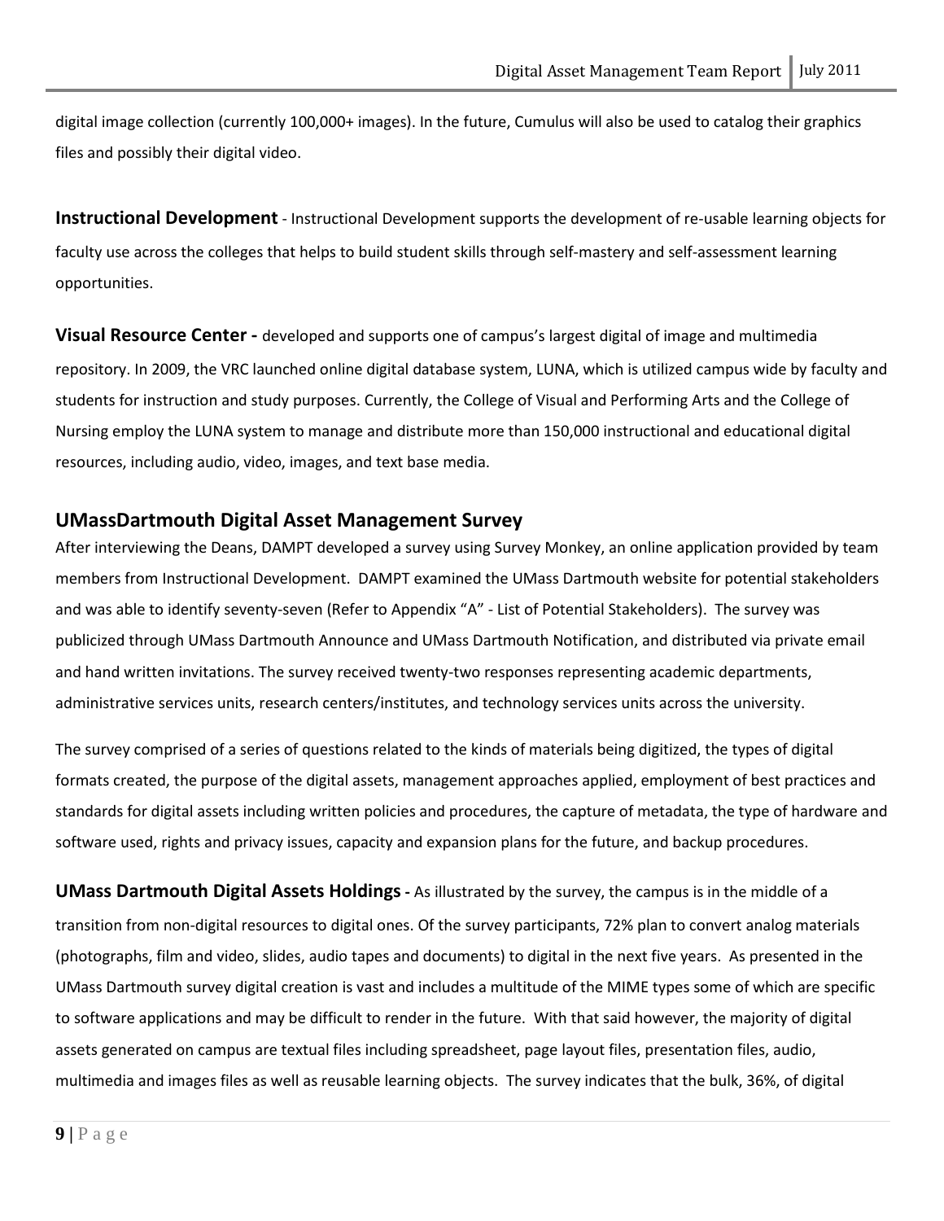digital image collection (currently 100,000+ images). In the future, Cumulus will also be used to catalog their graphics files and possibly their digital video.

**Instructional Development** - Instructional Development supports the development of re-usable learning objects for faculty use across the colleges that helps to build student skills through self-mastery and self-assessment learning opportunities.

**Visual Resource Center -** developed and supports one of campus's largest digital of image and multimedia repository. In 2009, the VRC launched online digital database system, LUNA, which is utilized campus wide by faculty and students for instruction and study purposes. Currently, the College of Visual and Performing Arts and the College of Nursing employ the LUNA system to manage and distribute more than 150,000 instructional and educational digital resources, including audio, video, images, and text base media.

## UMassDartmouth Digital Asset Management Survey

After interviewing the Deans, DAMPT developed a survey using Survey Monkey, an online application provided by team members from Instructional Development. DAMPT examined the UMass Dartmouth website for potential stakeholders and was able to identify seventy-seven (Refer to Appendix "A" - List of Potential Stakeholders). The survey was publicized through UMass Dartmouth Announce and UMass Dartmouth Notification, and distributed via private email and hand written invitations. The survey received twenty-two responses representing academic departments, administrative services units, research centers/institutes, and technology services units across the university.

The survey comprised of a series of questions related to the kinds of materials being digitized, the types of digital formats created, the purpose of the digital assets, management approaches applied, employment of best practices and standards for digital assets including written policies and procedures, the capture of metadata, the type of hardware and software used, rights and privacy issues, capacity and expansion plans for the future, and backup procedures.

**UMass Dartmouth Digital Assets Holdings -** As illustrated by the survey, the campus is in the middle of a transition from non-digital resources to digital ones. Of the survey participants, 72% plan to convert analog materials (photographs, film and video, slides, audio tapes and documents) to digital in the next five years. As presented in the UMass Dartmouth survey digital creation is vast and includes a multitude of the MIME types some of which are specific to software applications and may be difficult to render in the future. With that said however, the majority of digital assets generated on campus are textual files including spreadsheet, page layout files, presentation files, audio, multimedia and images files as well as reusable learning objects. The survey indicates that the bulk, 36%, of digital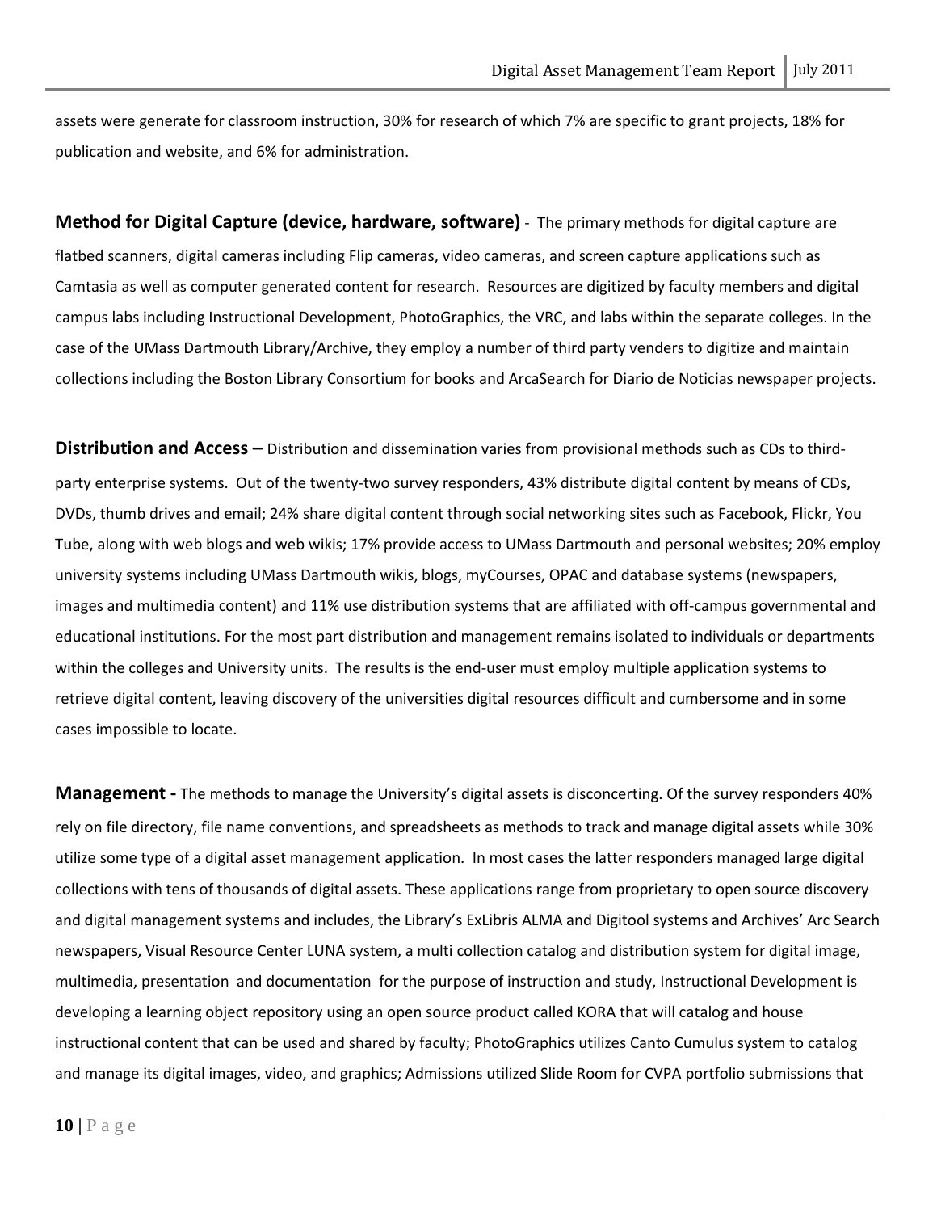assets were generate for classroom instruction, 30% for research of which 7% are specific to grant projects, 18% for publication and website, and 6% for administration.

**Method for Digital Capture (device, hardware, software)** - The primary methods for digital capture are flatbed scanners, digital cameras including Flip cameras, video cameras, and screen capture applications such as Camtasia as well as computer generated content for research. Resources are digitized by faculty members and digital campus labs including Instructional Development, PhotoGraphics, the VRC, and labs within the separate colleges. In the case of the UMass Dartmouth Library/Archive, they employ a number of third party venders to digitize and maintain collections including the Boston Library Consortium for books and ArcaSearch for Diario de Noticias newspaper projects.

**Distribution and Access –** Distribution and dissemination varies from provisional methods such as CDs to third-party enterprise systems. Out of the twenty-two survey responders, 43% distribute digital content by means of CDs, DVDs, thumb drives and email; 24% share digital content through social networking sites such as Facebook, Flickr, You Tube, along with web blogs and web wikis; 17% provide access to UMass Dartmouth and personal websites; 20% employ university systems including UMass Dartmouth wikis, blogs, myCourses, OPAC and database systems (newspapers, images and multimedia content) and 11% use distribution systems that are affiliated with off-campus governmental and educational institutions. For the most part distribution and management remains isolated to individuals or departments within the colleges and University units. The results is the end-user must employ multiple application systems to retrieve digital content, leaving discovery of the universities digital resources difficult and cumbersome and in some cases impossible to locate.

**Management -** The methods to manage the University's digital assets is disconcerting. Of the survey responders 40% rely on file directory, file name conventions, and spreadsheets as methods to track and manage digital assets while 30% utilize some type of a digital asset management application. In most cases the latter responders managed large digital collections with tens of thousands of digital assets. These applications range from proprietary to open source discovery and digital management systems and includes, the Library's ExLibris ALMA and Digitool systems and Archives' Arc Search newspapers, Visual Resource Center LUNA system, a multi collection catalog and distribution system for digital image, multimedia, presentation and documentation for the purpose of instruction and study, Instructional Development is developing a learning object repository using an open source product called KORA that will catalog and house instructional content that can be used and shared by faculty; PhotoGraphics utilizes Canto Cumulus system to catalog and manage its digital images, video, and graphics; Admissions utilized Slide Room for CVPA portfolio submissions that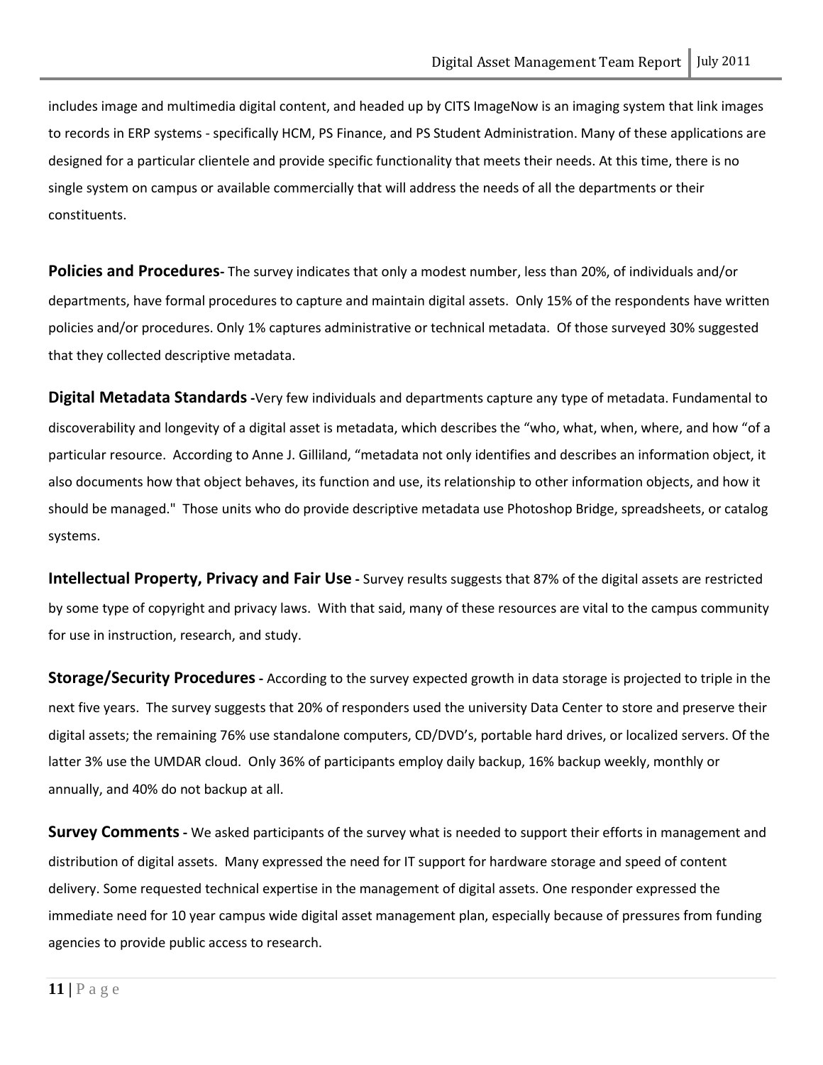includes image and multimedia digital content, and headed up by CITS ImageNow is an imaging system that link images to records in ERP systems - specifically HCM, PS Finance, and PS Student Administration. Many of these applications are designed for a particular clientele and provide specific functionality that meets their needs. At this time, there is no single system on campus or available commercially that will address the needs of all the departments or their constituents.

**Policies and Procedures-** The survey indicates that only a modest number, less than 20%, of individuals and/or departments, have formal procedures to capture and maintain digital assets. Only 15% of the respondents have written policies and/or procedures. Only 1% captures administrative or technical metadata. Of those surveyed 30% suggested that they collected descriptive metadata.

**Digital Metadata Standards -**Very few individuals and departments capture any type of metadata. Fundamental to discoverability and longevity of a digital asset is metadata, which describes the "who, what, when, where, and how "of a particular resource. According to Anne J. Gilliland, "metadata not only identifies and describes an information object, it also documents how that object behaves, its function and use, its relationship to other information objects, and how it should be managed." Those units who do provide descriptive metadata use Photoshop Bridge, spreadsheets, or catalog systems.

**Intellectual Property, Privacy and Fair Use -** Survey results suggests that 87% of the digital assets are restricted by some type of copyright and privacy laws. With that said, many of these resources are vital to the campus community for use in instruction, research, and study.

**Storage/Security Procedures -** According to the survey expected growth in data storage is projected to triple in the next five years. The survey suggests that 20% of responders used the university Data Center to store and preserve their digital assets; the remaining 76% use standalone computers, CD/DVD's, portable hard drives, or localized servers. Of the latter 3% use the UMDAR cloud. Only 36% of participants employ daily backup, 16% backup weekly, monthly or annually, and 40% do not backup at all.

**Survey Comments -** We asked participants of the survey what is needed to support their efforts in management and distribution of digital assets. Many expressed the need for IT support for hardware storage and speed of content delivery. Some requested technical expertise in the management of digital assets. One responder expressed the immediate need for 10 year campus wide digital asset management plan, especially because of pressures from funding agencies to provide public access to research.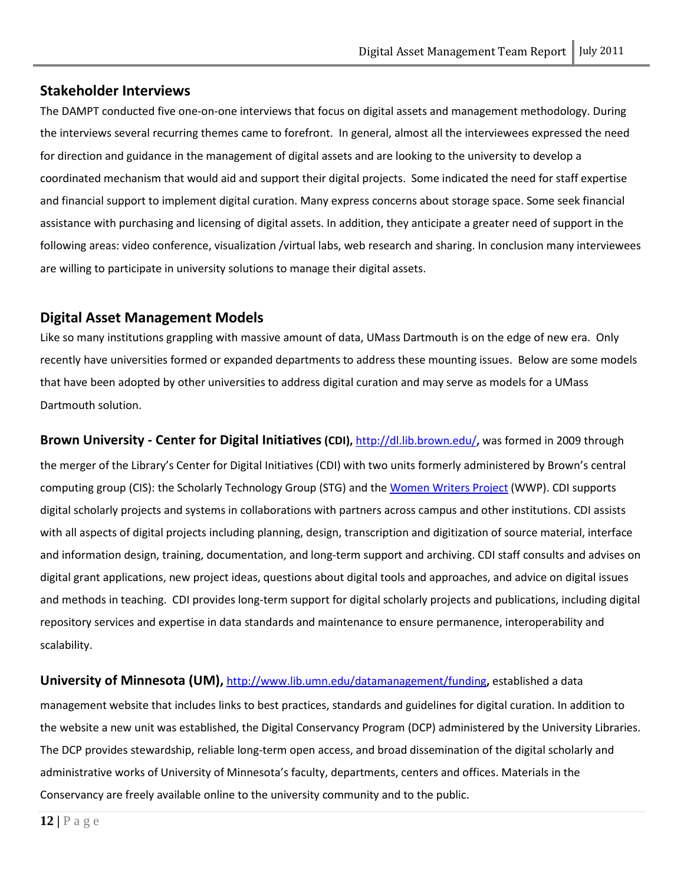## Stakeholder Interviews

The DAMPT conducted five one-on-one interviews that focus on digital assets and management methodology. During the interviews several recurring themes came to forefront. In general, almost all the interviewees expressed the need for direction and guidance in the management of digital assets and are looking to the university to develop a coordinated mechanism that would aid and support their digital projects. Some indicated the need for staff expertise and financial support to implement digital curation. Many express concerns about storage space. Some seek financial assistance with purchasing and licensing of digital assets. In addition, they anticipate a greater need of support in the following areas: video conference, visualization /virtual labs, web research and sharing. In conclusion many interviewees are willing to participate in university solutions to manage their digital assets.

## Digital Asset Management Models

Like so many institutions grappling with massive amount of data, UMass Dartmouth is on the edge of new era. Only recently have universities formed or expanded departments to address these mounting issues. Below are some models that have been adopted by other universities to address digital curation and may serve as models for a UMass Dartmouth solution.

**Brown University - Center for Digital Initiatives (CDI),** [http://dl.lib.brown.edu/](http://dl.lib.brown.edu/)**,** was formed in 2009 through the merger of the Library's Center for Digital Initiatives (CDI) with two units formerly administered by Brown's central computing group (CIS): the Scholarly Technology Group (STG) and the Women Writers Project (WWP). CDI supports digital scholarly projects and systems in collaborations with partners across campus and other institutions. CDI assists with all aspects of digital projects including planning, design, transcription and digitization of source material, interface and information design, training, documentation, and long-term support and archiving. CDI staff consults and advises on digital grant applications, new project ideas, questions about digital tools and approaches, and advice on digital issues and methods in teaching. CDI provides long-term support for digital scholarly projects and publications, including digital repository services and expertise in data standards and maintenance to ensure permanence, interoperability and scalability.

**University of Minnesota (UM),** [http://www.lib.umn.edu/datamanagement/funding](http://www.lib.umn.edu/datamanagement/funding)**,** established a data management website that includes links to best practices, standards and guidelines for digital curation. In addition to the website a new unit was established, the Digital Conservancy Program (DCP) administered by the University Libraries. The DCP provides stewardship, reliable long-term open access, and broad dissemination of the digital scholarly and administrative works of University of Minnesota's faculty, departments, centers and offices. Materials in the Conservancy are freely available online to the university community and to the public.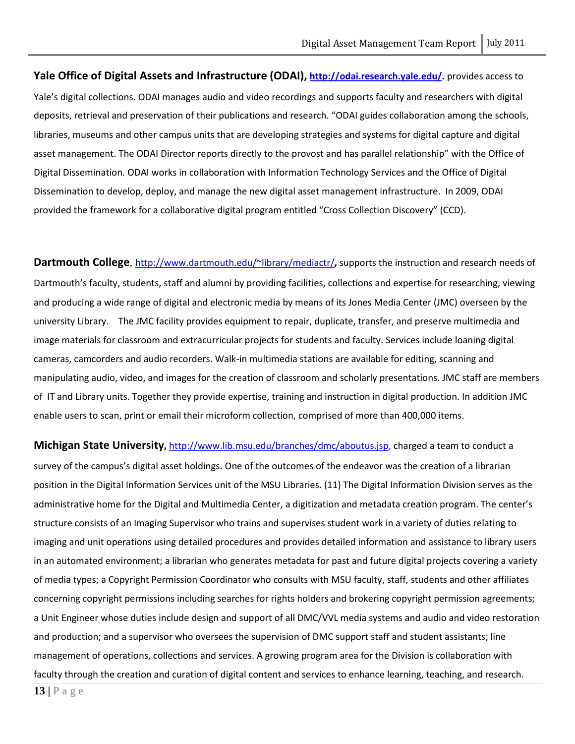**Yale Office of Digital Assets and Infrastructure (ODAI), http://odai.research.yale.edu/.** provides access to Yale's digital collections. ODAI manages audio and video recordings and supports faculty and researchers with digital deposits, retrieval and preservation of their publications and research. "ODAI guides collaboration among the schools, libraries, museums and other campus units that are developing strategies and systems for digital capture and digital asset management. The ODAI Director reports directly to the provost and has parallel relationship" with the Office of Digital Dissemination. ODAI works in collaboration with Information Technology Services and the Office of Digital Dissemination to develop, deploy, and manage the new digital asset management infrastructure. In 2009, ODAI provided the framework for a collaborative digital program entitled "Cross Collection Discovery" (CCD).

**Dartmouth College**, http://www.dartmouth.edu/~library/mediactr/**,** supports the instruction and research needs of Dartmouth's faculty, students, staff and alumni by providing facilities, collections and expertise for researching, viewing and producing a wide range of digital and electronic media by means of its Jones Media Center (JMC) overseen by the university Library. The JMC facility provides equipment to repair, duplicate, transfer, and preserve multimedia and image materials for classroom and extracurricular projects for students and faculty. Services include loaning digital cameras, camcorders and audio recorders. Walk-in multimedia stations are available for editing, scanning and manipulating audio, video, and images for the creation of classroom and scholarly presentations. JMC staff are members of IT and Library units. Together they provide expertise, training and instruction in digital production. In addition JMC enable users to scan, print or email their microform collection, comprised of more than 400,000 items.

**Michigan State University,** http://www.lib.msu.edu/branches/dmc/aboutus.jsp, charged a team to conduct a survey of the campus's digital asset holdings. One of the outcomes of the endeavor was the creation of a librarian position in the Digital Information Services unit of the MSU Libraries. (11) The Digital Information Division serves as the administrative home for the Digital and Multimedia Center, a digitization and metadata creation program. The center's structure consists of an Imaging Supervisor who trains and supervises student work in a variety of duties relating to imaging and unit operations using detailed procedures and provides detailed information and assistance to library users in an automated environment; a librarian who generates metadata for past and future digital projects covering a variety of media types; a Copyright Permission Coordinator who consults with MSU faculty, staff, students and other affiliates concerning copyright permissions including searches for rights holders and brokering copyright permission agreements; a Unit Engineer whose duties include design and support of all DMC/VVL media systems and audio and video restoration and production; and a supervisor who oversees the supervision of DMC support staff and student assistants; line management of operations, collections and services. A growing program area for the Division is collaboration with faculty through the creation and curation of digital content and services to enhance learning, teaching, and research.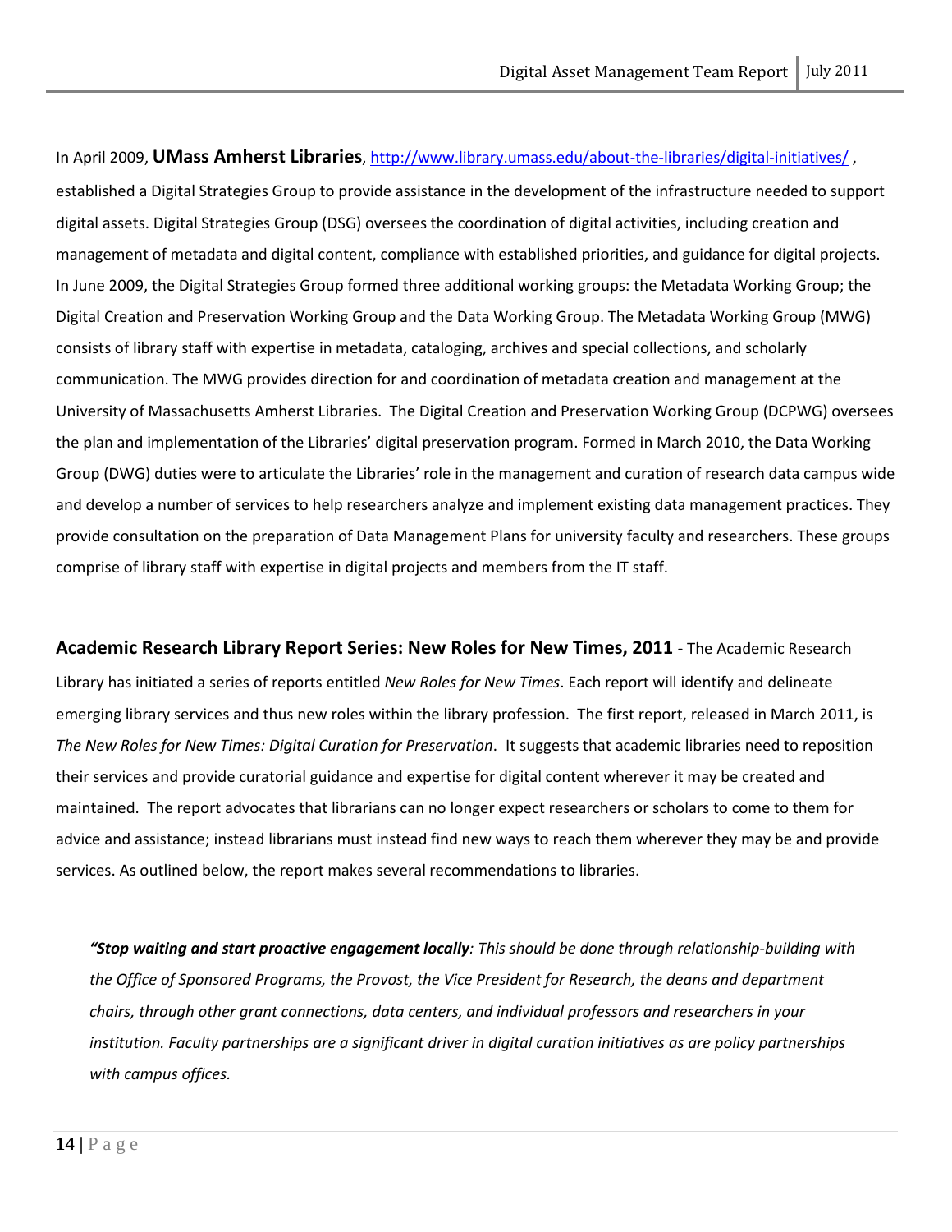In April 2009, **UMass Amherst Libraries**, http://www.library.umass.edu/about-the-libraries/digital-initiatives/ , established a Digital Strategies Group to provide assistance in the development of the infrastructure needed to support digital assets. Digital Strategies Group (DSG) oversees the coordination of digital activities, including creation and management of metadata and digital content, compliance with established priorities, and guidance for digital projects. In June 2009, the Digital Strategies Group formed three additional working groups: the Metadata Working Group; the Digital Creation and Preservation Working Group and the Data Working Group. The Metadata Working Group (MWG) consists of library staff with expertise in metadata, cataloging, archives and special collections, and scholarly communication. The MWG provides direction for and coordination of metadata creation and management at the University of Massachusetts Amherst Libraries. The Digital Creation and Preservation Working Group (DCPWG) oversees the plan and implementation of the Libraries' digital preservation program. Formed in March 2010, the Data Working Group (DWG) duties were to articulate the Libraries' role in the management and curation of research data campus wide and develop a number of services to help researchers analyze and implement existing data management practices. They provide consultation on the preparation of Data Management Plans for university faculty and researchers. These groups comprise of library staff with expertise in digital projects and members from the IT staff.

**Academic Research Library Report Series: New Roles for New Times, 2011** - The Academic Research Library has initiated a series of reports entitled *New Roles for New Times*. Each report will identify and delineate emerging library services and thus new roles within the library profession. The first report, released in March 2011, is *The New Roles for New Times: Digital Curation for Preservation*. It suggests that academic libraries need to reposition their services and provide curatorial guidance and expertise for digital content wherever it may be created and maintained. The report advocates that librarians can no longer expect researchers or scholars to come to them for advice and assistance; instead librarians must instead find new ways to reach them wherever they may be and provide services. As outlined below, the report makes several recommendations to libraries.

> ***"Stop waiting and start proactive engagement locally****: This should be done through relationship-building with the Office of Sponsored Programs, the Provost, the Vice President for Research, the deans and department chairs, through other grant connections, data centers, and individual professors and researchers in your institution. Faculty partnerships are a significant driver in digital curation initiatives as are policy partnerships with campus offices.*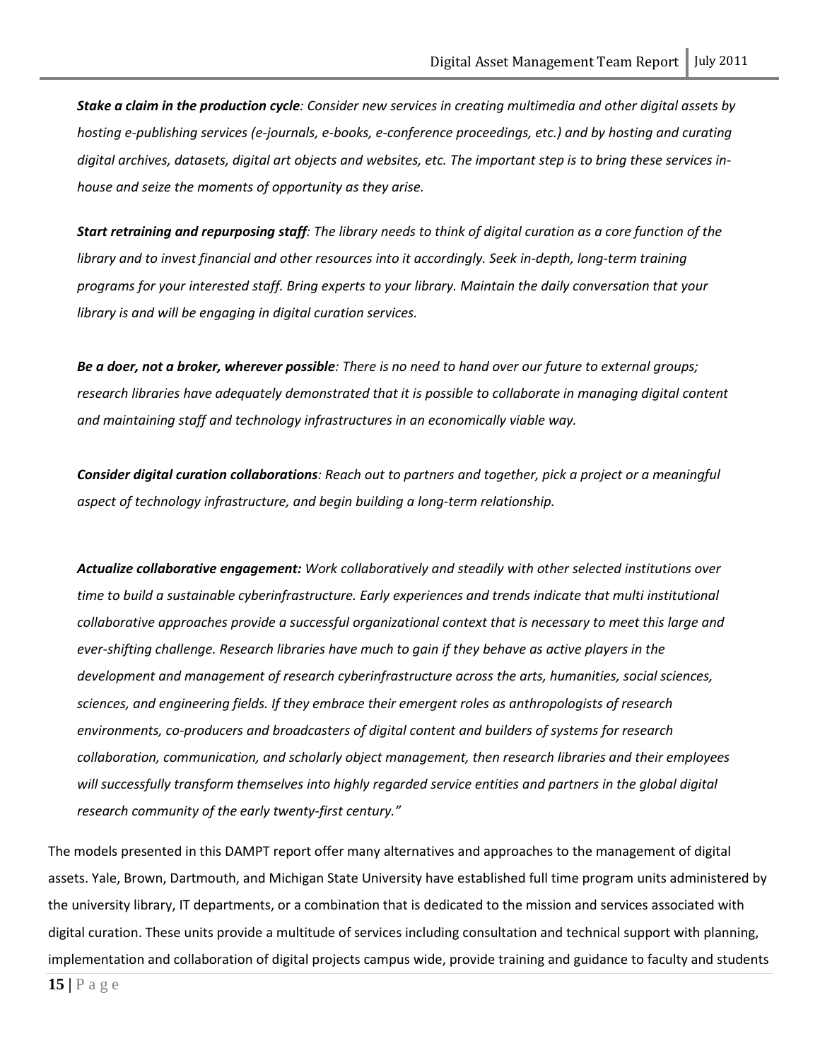***Stake a claim in the production cycle**: Consider new services in creating multimedia and other digital assets by hosting e-publishing services (e-journals, e-books, e-conference proceedings, etc.) and by hosting and curating digital archives, datasets, digital art objects and websites, etc. The important step is to bring these services in-house and seize the moments of opportunity as they arise.*

***Start retraining and repurposing staff**: The library needs to think of digital curation as a core function of the library and to invest financial and other resources into it accordingly. Seek in-depth, long-term training programs for your interested staff. Bring experts to your library. Maintain the daily conversation that your library is and will be engaging in digital curation services.*

***Be a doer, not a broker, wherever possible**: There is no need to hand over our future to external groups; research libraries have adequately demonstrated that it is possible to collaborate in managing digital content and maintaining staff and technology infrastructures in an economically viable way.*

***Consider digital curation collaborations**: Reach out to partners and together, pick a project or a meaningful aspect of technology infrastructure, and begin building a long-term relationship.*

***Actualize collaborative engagement:** Work collaboratively and steadily with other selected institutions over time to build a sustainable cyberinfrastructure. Early experiences and trends indicate that multi institutional collaborative approaches provide a successful organizational context that is necessary to meet this large and ever-shifting challenge. Research libraries have much to gain if they behave as active players in the development and management of research cyberinfrastructure across the arts, humanities, social sciences, sciences, and engineering fields. If they embrace their emergent roles as anthropologists of research environments, co-producers and broadcasters of digital content and builders of systems for research collaboration, communication, and scholarly object management, then research libraries and their employees will successfully transform themselves into highly regarded service entities and partners in the global digital research community of the early twenty-first century."*

The models presented in this DAMPT report offer many alternatives and approaches to the management of digital assets. Yale, Brown, Dartmouth, and Michigan State University have established full time program units administered by the university library, IT departments, or a combination that is dedicated to the mission and services associated with digital curation. These units provide a multitude of services including consultation and technical support with planning, implementation and collaboration of digital projects campus wide, provide training and guidance to faculty and students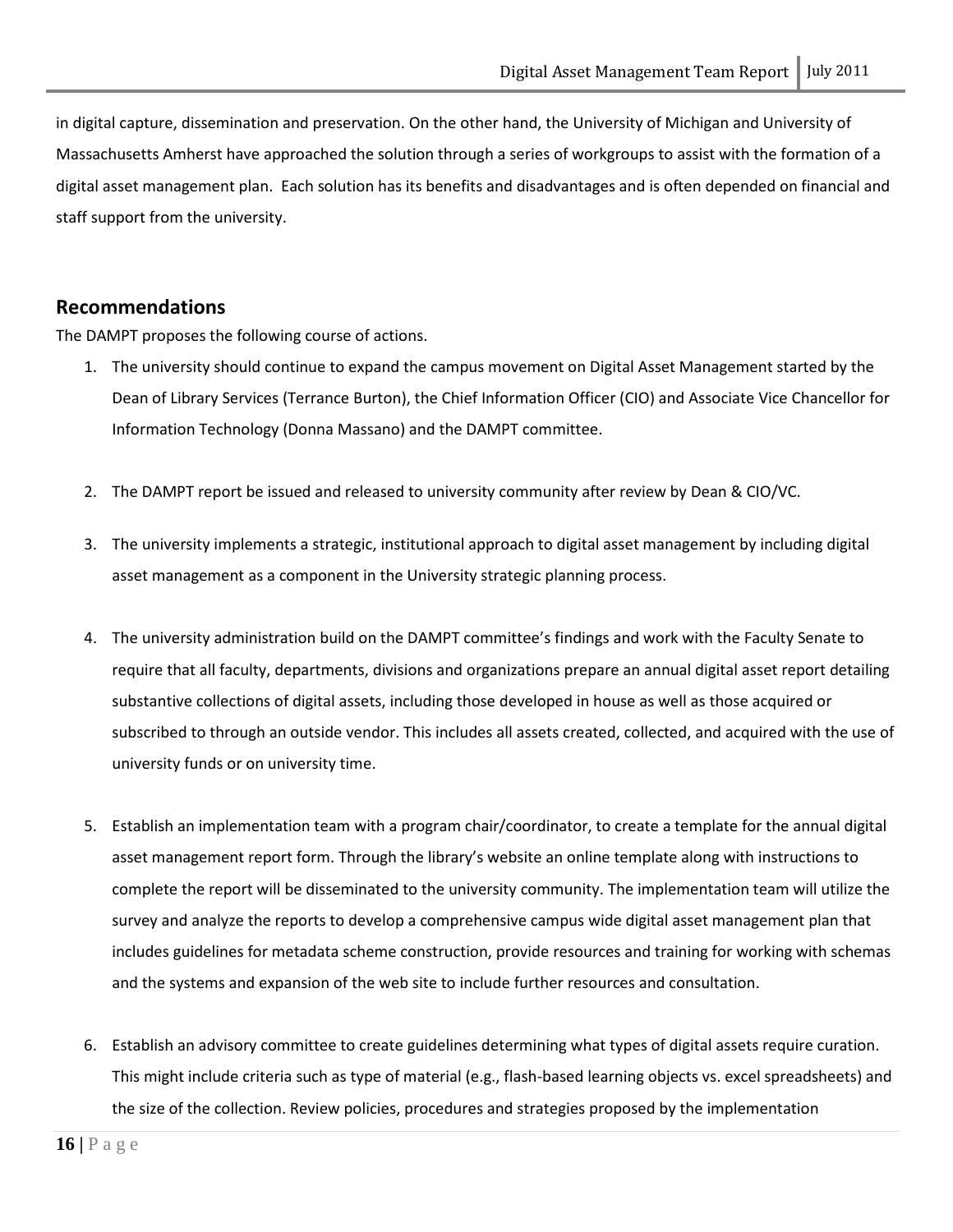in digital capture, dissemination and preservation. On the other hand, the University of Michigan and University of Massachusetts Amherst have approached the solution through a series of workgroups to assist with the formation of a digital asset management plan. Each solution has its benefits and disadvantages and is often depended on financial and staff support from the university.

## Recommendations

The DAMPT proposes the following course of actions.

1. The university should continue to expand the campus movement on Digital Asset Management started by the Dean of Library Services (Terrance Burton), the Chief Information Officer (CIO) and Associate Vice Chancellor for Information Technology (Donna Massano) and the DAMPT committee.

2. The DAMPT report be issued and released to university community after review by Dean & CIO/VC.

3. The university implements a strategic, institutional approach to digital asset management by including digital asset management as a component in the University strategic planning process.

4. The university administration build on the DAMPT committee's findings and work with the Faculty Senate to require that all faculty, departments, divisions and organizations prepare an annual digital asset report detailing substantive collections of digital assets, including those developed in house as well as those acquired or subscribed to through an outside vendor. This includes all assets created, collected, and acquired with the use of university funds or on university time.

5. Establish an implementation team with a program chair/coordinator, to create a template for the annual digital asset management report form. Through the library's website an online template along with instructions to complete the report will be disseminated to the university community. The implementation team will utilize the survey and analyze the reports to develop a comprehensive campus wide digital asset management plan that includes guidelines for metadata scheme construction, provide resources and training for working with schemas and the systems and expansion of the web site to include further resources and consultation.

6. Establish an advisory committee to create guidelines determining what types of digital assets require curation. This might include criteria such as type of material (e.g., flash-based learning objects vs. excel spreadsheets) and the size of the collection. Review policies, procedures and strategies proposed by the implementation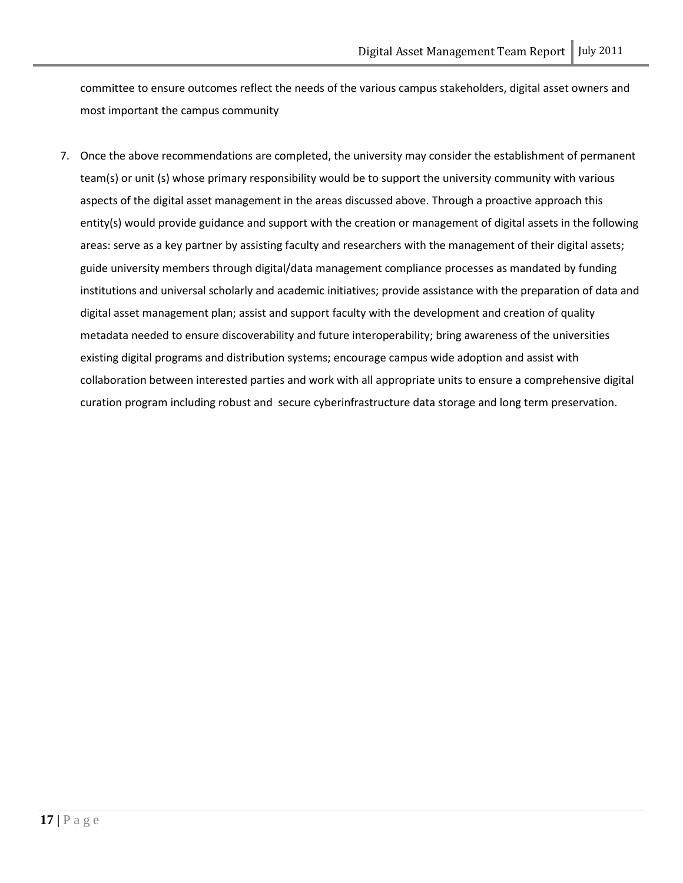committee to ensure outcomes reflect the needs of the various campus stakeholders, digital asset owners and most important the campus community

7. Once the above recommendations are completed, the university may consider the establishment of permanent team(s) or unit (s) whose primary responsibility would be to support the university community with various aspects of the digital asset management in the areas discussed above. Through a proactive approach this entity(s) would provide guidance and support with the creation or management of digital assets in the following areas: serve as a key partner by assisting faculty and researchers with the management of their digital assets; guide university members through digital/data management compliance processes as mandated by funding institutions and universal scholarly and academic initiatives; provide assistance with the preparation of data and digital asset management plan; assist and support faculty with the development and creation of quality metadata needed to ensure discoverability and future interoperability; bring awareness of the universities existing digital programs and distribution systems; encourage campus wide adoption and assist with collaboration between interested parties and work with all appropriate units to ensure a comprehensive digital curation program including robust and secure cyberinfrastructure data storage and long term preservation.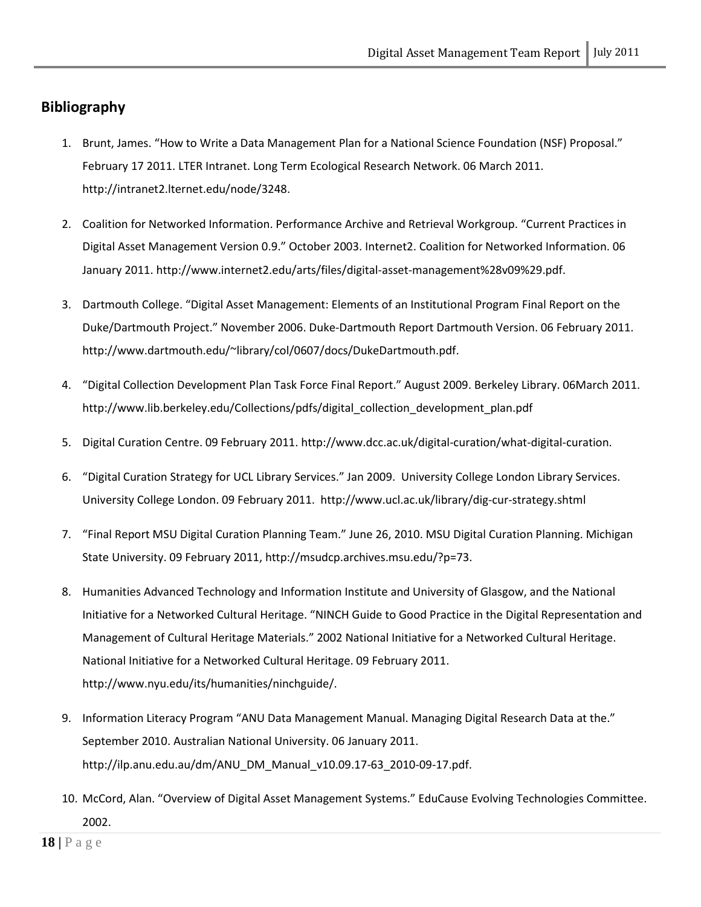## Bibliography

1. Brunt, James. "How to Write a Data Management Plan for a National Science Foundation (NSF) Proposal." February 17 2011. LTER Intranet. Long Term Ecological Research Network. 06 March 2011. http://intranet2.lternet.edu/node/3248.

2. Coalition for Networked Information. Performance Archive and Retrieval Workgroup. "Current Practices in Digital Asset Management Version 0.9." October 2003. Internet2. Coalition for Networked Information. 06 January 2011. http://www.internet2.edu/arts/files/digital-asset-management%28v09%29.pdf.

3. Dartmouth College. "Digital Asset Management: Elements of an Institutional Program Final Report on the Duke/Dartmouth Project." November 2006. Duke-Dartmouth Report Dartmouth Version. 06 February 2011. http://www.dartmouth.edu/~library/col/0607/docs/DukeDartmouth.pdf.

4. "Digital Collection Development Plan Task Force Final Report." August 2009. Berkeley Library. 06March 2011. http://www.lib.berkeley.edu/Collections/pdfs/digital_collection_development_plan.pdf

5. Digital Curation Centre. 09 February 2011. http://www.dcc.ac.uk/digital-curation/what-digital-curation.

6. "Digital Curation Strategy for UCL Library Services." Jan 2009. University College London Library Services. University College London. 09 February 2011. http://www.ucl.ac.uk/library/dig-cur-strategy.shtml

7. "Final Report MSU Digital Curation Planning Team." June 26, 2010. MSU Digital Curation Planning. Michigan State University. 09 February 2011, http://msudcp.archives.msu.edu/?p=73.

8. Humanities Advanced Technology and Information Institute and University of Glasgow, and the National Initiative for a Networked Cultural Heritage. "NINCH Guide to Good Practice in the Digital Representation and Management of Cultural Heritage Materials." 2002 National Initiative for a Networked Cultural Heritage. National Initiative for a Networked Cultural Heritage. 09 February 2011. http://www.nyu.edu/its/humanities/ninchguide/.

9. Information Literacy Program "ANU Data Management Manual. Managing Digital Research Data at the." September 2010. Australian National University. 06 January 2011. http://ilp.anu.edu.au/dm/ANU_DM_Manual_v10.09.17-63_2010-09-17.pdf.

10. McCord, Alan. "Overview of Digital Asset Management Systems." EduCause Evolving Technologies Committee. 2002.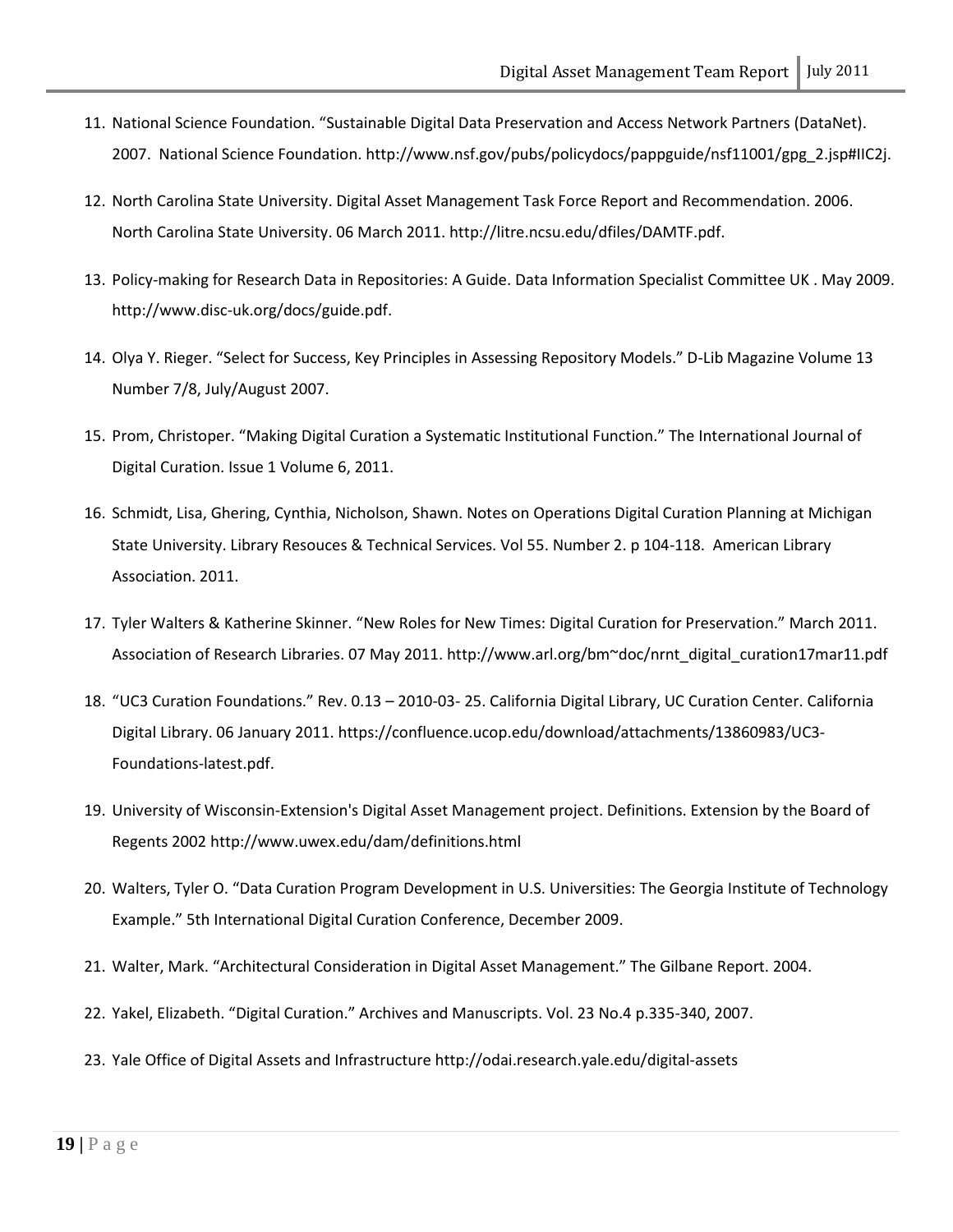11. National Science Foundation. “Sustainable Digital Data Preservation and Access Network Partners (DataNet). 2007. National Science Foundation. http://www.nsf.gov/pubs/policydocs/pappguide/nsf11001/gpg_2.jsp#IIC2j.
12. North Carolina State University. Digital Asset Management Task Force Report and Recommendation. 2006. North Carolina State University. 06 March 2011. http://litre.ncsu.edu/dfiles/DAMTF.pdf.
13. Policy-making for Research Data in Repositories: A Guide. Data Information Specialist Committee UK . May 2009. http://www.disc-uk.org/docs/guide.pdf.
14. Olya Y. Rieger. “Select for Success, Key Principles in Assessing Repository Models.” D-Lib Magazine Volume 13 Number 7/8, July/August 2007.
15. Prom, Christoper. “Making Digital Curation a Systematic Institutional Function.” The International Journal of Digital Curation. Issue 1 Volume 6, 2011.
16. Schmidt, Lisa, Ghering, Cynthia, Nicholson, Shawn. Notes on Operations Digital Curation Planning at Michigan State University. Library Resouces & Technical Services. Vol 55. Number 2. p 104-118. American Library Association. 2011.
17. Tyler Walters & Katherine Skinner. “New Roles for New Times: Digital Curation for Preservation.” March 2011. Association of Research Libraries. 07 May 2011. http://www.arl.org/bm~doc/nrnt_digital_curation17mar11.pdf
18. “UC3 Curation Foundations.” Rev. 0.13 – 2010-03- 25. California Digital Library, UC Curation Center. California Digital Library. 06 January 2011. https://confluence.ucop.edu/download/attachments/13860983/UC3-Foundations-latest.pdf.
19. University of Wisconsin-Extension's Digital Asset Management project. Definitions. Extension by the Board of Regents 2002 http://www.uwex.edu/dam/definitions.html
20. Walters, Tyler O. “Data Curation Program Development in U.S. Universities: The Georgia Institute of Technology Example.” 5th International Digital Curation Conference, December 2009.
21. Walter, Mark. “Architectural Consideration in Digital Asset Management.” The Gilbane Report. 2004.
22. Yakel, Elizabeth. “Digital Curation.” Archives and Manuscripts. Vol. 23 No.4 p.335-340, 2007.
23. Yale Office of Digital Assets and Infrastructure http://odai.research.yale.edu/digital-assets